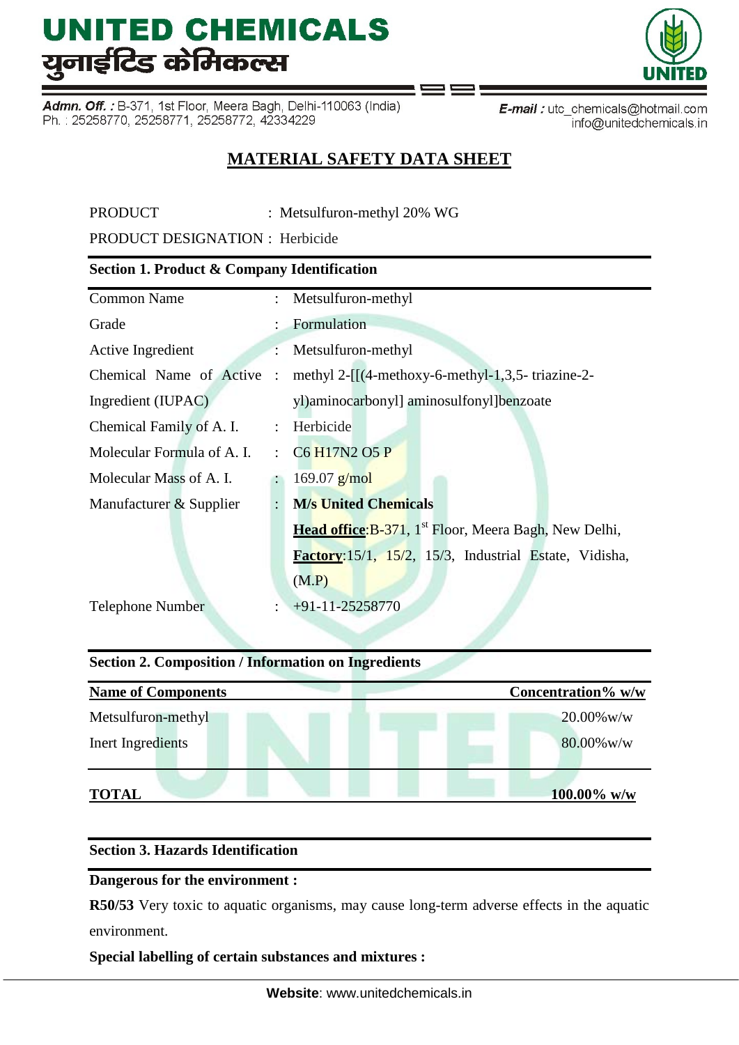# UNITED CHEMICALS
# युनाईटिड केमिकल्स

**Admn. Off. :** B-371, 1st Floor, Meera Bagh, Delhi-110063 (India)
Ph. : 25258770, 25258771, 25258772, 42334229

**E-mail :** utc_chemicals@hotmail.com
info@unitedchemicals.in

## MATERIAL SAFETY DATA SHEET

PRODUCT : Metsulfuron-methyl 20% WG

PRODUCT DESIGNATION : Herbicide

### Section 1. Product & Company Identification

| | | |
|---|---|---|
| Common Name | : | Metsulfuron-methyl |
| Grade | : | Formulation |
| Active Ingredient | : | Metsulfuron-methyl |
| Chemical Name of Active Ingredient (IUPAC) | : | methyl 2-[[(4-methoxy-6-methyl-1,3,5- triazine-2-yl)aminocarbonyl] aminosulfonyl]benzoate |
| Chemical Family of A. I. | : | Herbicide |
| Molecular Formula of A. I. | : | C6 H17N2 O5 P |
| Molecular Mass of A. I. | : | 169.07 g/mol |
| Manufacturer & Supplier | : | **M/s United Chemicals**<br>**Head office**:B-371, 1st Floor, Meera Bagh, New Delhi,<br>**Factory**:15/1, 15/2, 15/3, Industrial Estate, Vidisha, (M.P) |
| Telephone Number | : | +91-11-25258770 |

### Section 2. Composition / Information on Ingredients

| Name of Components | Concentration% w/w |
|---|---|
| Metsulfuron-methyl | 20.00%w/w |
| Inert Ingredients | 80.00%w/w |
| **TOTAL** | **100.00% w/w** |

### Section 3. Hazards Identification

**Dangerous for the environment :**

**R50/53** Very toxic to aquatic organisms, may cause long-term adverse effects in the aquatic environment.

**Special labelling of certain substances and mixtures :**

**Website**: www.unitedchemicals.in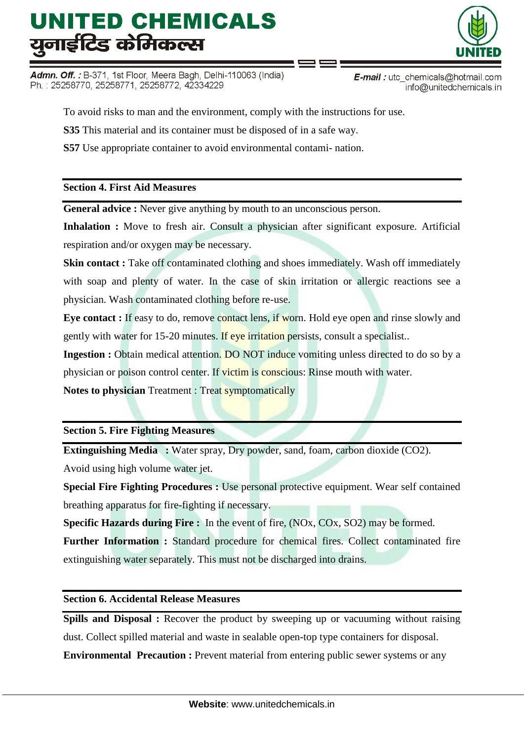To avoid risks to man and the environment, comply with the instructions for use.

**S35** This material and its container must be disposed of in a safe way.

**S57** Use appropriate container to avoid environmental contami- nation.

## Section 4. First Aid Measures

**General advice :** Never give anything by mouth to an unconscious person.

**Inhalation :** Move to fresh air. Consult a physician after significant exposure. Artificial respiration and/or oxygen may be necessary.

**Skin contact :** Take off contaminated clothing and shoes immediately. Wash off immediately with soap and plenty of water. In the case of skin irritation or allergic reactions see a physician. Wash contaminated clothing before re-use.

**Eye contact :** If easy to do, remove contact lens, if worn. Hold eye open and rinse slowly and gently with water for 15-20 minutes. If eye irritation persists, consult a specialist..

**Ingestion :** Obtain medical attention. DO NOT induce vomiting unless directed to do so by a physician or poison control center. If victim is conscious: Rinse mouth with water.

**Notes to physician** Treatment : Treat symptomatically

## Section 5. Fire Fighting Measures

**Extinguishing Media :** Water spray, Dry powder, sand, foam, carbon dioxide ($CO_2$). Avoid using high volume water jet.

**Special Fire Fighting Procedures :** Use personal protective equipment. Wear self contained breathing apparatus for fire-fighting if necessary.

**Specific Hazards during Fire :** In the event of fire, ($NO_x$, $CO_x$, $SO_2$) may be formed.

**Further Information :** Standard procedure for chemical fires. Collect contaminated fire extinguishing water separately. This must not be discharged into drains.

## Section 6. Accidental Release Measures

**Spills and Disposal :** Recover the product by sweeping up or vacuuming without raising dust. Collect spilled material and waste in sealable open-top type containers for disposal.

**Environmental Precaution :** Prevent material from entering public sewer systems or any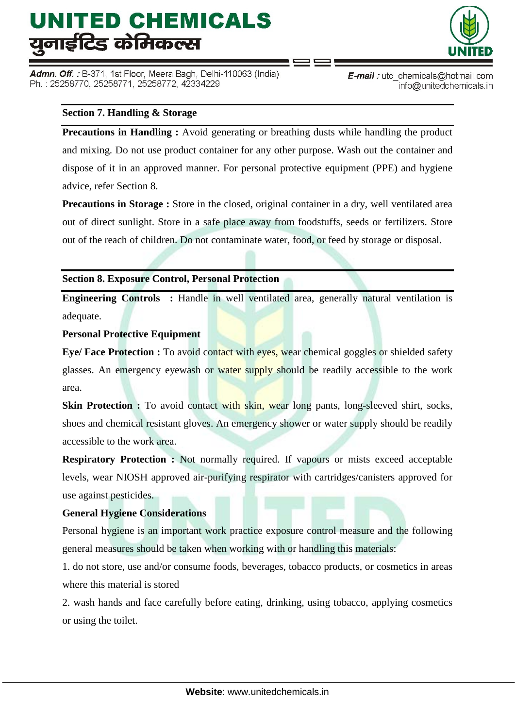## Section 7. Handling & Storage

**Precautions in Handling :** Avoid generating or breathing dusts while handling the product and mixing. Do not use product container for any other purpose. Wash out the container and dispose of it in an approved manner. For personal protective equipment (PPE) and hygiene advice, refer Section 8.

**Precautions in Storage :** Store in the closed, original container in a dry, well ventilated area out of direct sunlight. Store in a safe place away from foodstuffs, seeds or fertilizers. Store out of the reach of children. Do not contaminate water, food, or feed by storage or disposal.

## Section 8. Exposure Control, Personal Protection

**Engineering Controls :** Handle in well ventilated area, generally natural ventilation is adequate.

**Personal Protective Equipment**

**Eye/ Face Protection :** To avoid contact with eyes, wear chemical goggles or shielded safety glasses. An emergency eyewash or water supply should be readily accessible to the work area.

**Skin Protection :** To avoid contact with skin, wear long pants, long-sleeved shirt, socks, shoes and chemical resistant gloves. An emergency shower or water supply should be readily accessible to the work area.

**Respiratory Protection :** Not normally required. If vapours or mists exceed acceptable levels, wear NIOSH approved air-purifying respirator with cartridges/canisters approved for use against pesticides.

**General Hygiene Considerations**

Personal hygiene is an important work practice exposure control measure and the following general measures should be taken when working with or handling this materials:

1. do not store, use and/or consume foods, beverages, tobacco products, or cosmetics in areas where this material is stored
2. wash hands and face carefully before eating, drinking, using tobacco, applying cosmetics or using the toilet.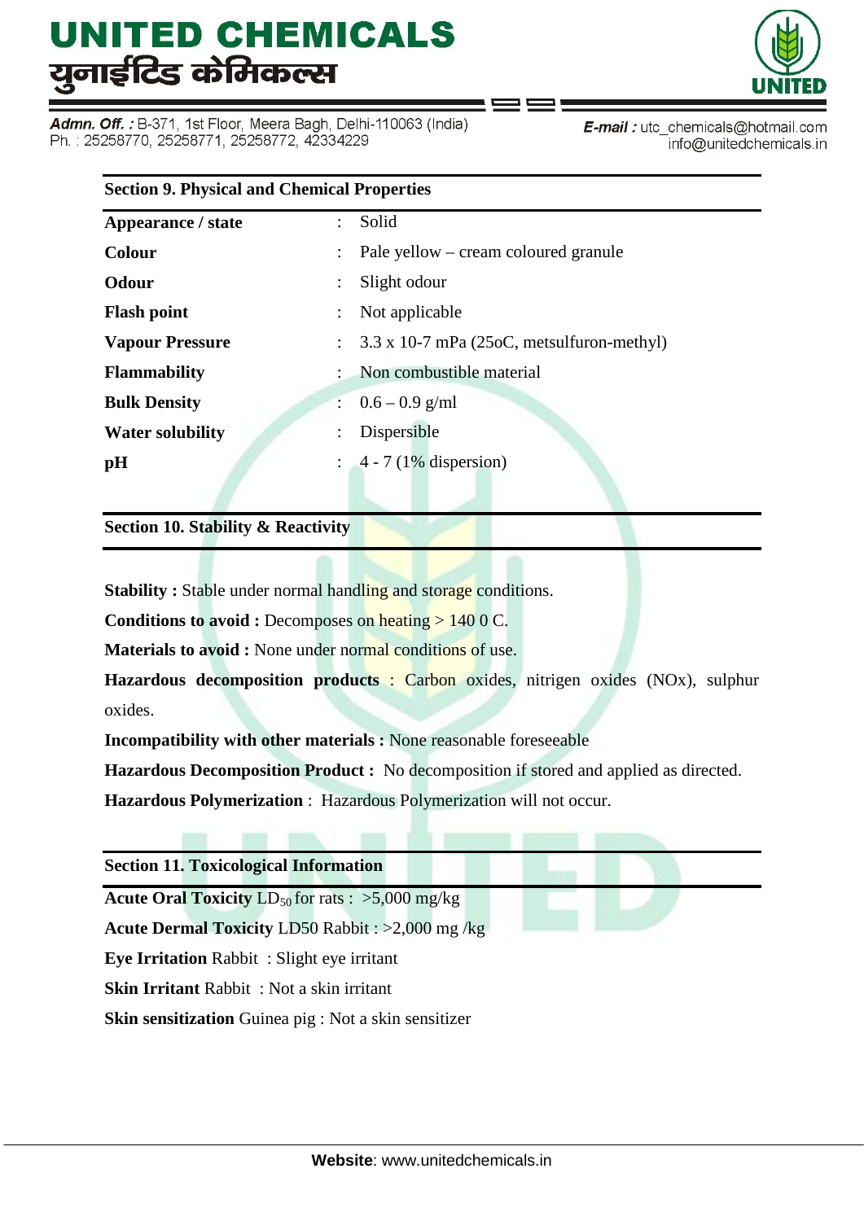## Section 9. Physical and Chemical Properties

| | | |
|---|---|---|
| **Appearance / state** | : | Solid |
| **Colour** | : | Pale yellow – cream coloured granule |
| **Odour** | : | Slight odour |
| **Flash point** | : | Not applicable |
| **Vapour Pressure** | : | 3.3 x 10-7 mPa (25oC, metsulfuron-methyl) |
| **Flammability** | : | Non combustible material |
| **Bulk Density** | : | 0.6 – 0.9 g/ml |
| **Water solubility** | : | Dispersible |
| **pH** | : | 4 - 7 (1% dispersion) |

## Section 10. Stability & Reactivity

**Stability :** Stable under normal handling and storage conditions.

**Conditions to avoid :** Decomposes on heating > 140 0 C.

**Materials to avoid :** None under normal conditions of use.

**Hazardous decomposition products** : Carbon oxides, nitrigen oxides (NOx), sulphur oxides.

**Incompatibility with other materials :** None reasonable foreseeable

**Hazardous Decomposition Product :** No decomposition if stored and applied as directed.

**Hazardous Polymerization** : Hazardous Polymerization will not occur.

## Section 11. Toxicological Information

**Acute Oral Toxicity** $LD_{50}$ for rats : >5,000 mg/kg

**Acute Dermal Toxicity** LD50 Rabbit : >2,000 mg /kg

**Eye Irritation** Rabbit : Slight eye irritant

**Skin Irritant** Rabbit : Not a skin irritant

**Skin sensitization** Guinea pig : Not a skin sensitizer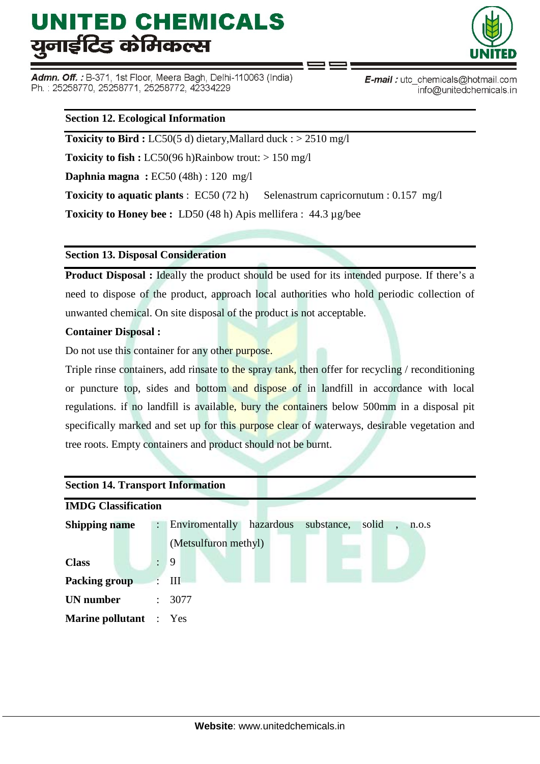## Section 12. Ecological Information

**Toxicity to Bird :** LC50(5 d) dietary,Mallard duck : > 2510 mg/l

**Toxicity to fish :** LC50(96 h)Rainbow trout: > 150 mg/l

**Daphnia magna :** EC50 (48h) : 120 mg/l

**Toxicity to aquatic plants** : EC50 (72 h) Selenastrum capricornutum : 0.157 mg/l

**Toxicity to Honey bee :** LD50 (48 h) Apis mellifera : 44.3 µg/bee

## Section 13. Disposal Consideration

**Product Disposal :** Ideally the product should be used for its intended purpose. If there's a need to dispose of the product, approach local authorities who hold periodic collection of unwanted chemical. On site disposal of the product is not acceptable.

**Container Disposal :**

Do not use this container for any other purpose.

Triple rinse containers, add rinsate to the spray tank, then offer for recycling / reconditioning or puncture top, sides and bottom and dispose of in landfill in accordance with local regulations. if no landfill is available, bury the containers below 500mm in a disposal pit specifically marked and set up for this purpose clear of waterways, desirable vegetation and tree roots. Empty containers and product should not be burnt.

## Section 14. Transport Information

**IMDG Classification**

| | | |
|---|---|---|
| **Shipping name** | : | Enviromentally hazardous substance, solid , n.o.s (Metsulfuron methyl) |
| **Class** | : | 9 |
| **Packing group** | : | III |
| **UN number** | : | 3077 |
| **Marine pollutant** | : | Yes |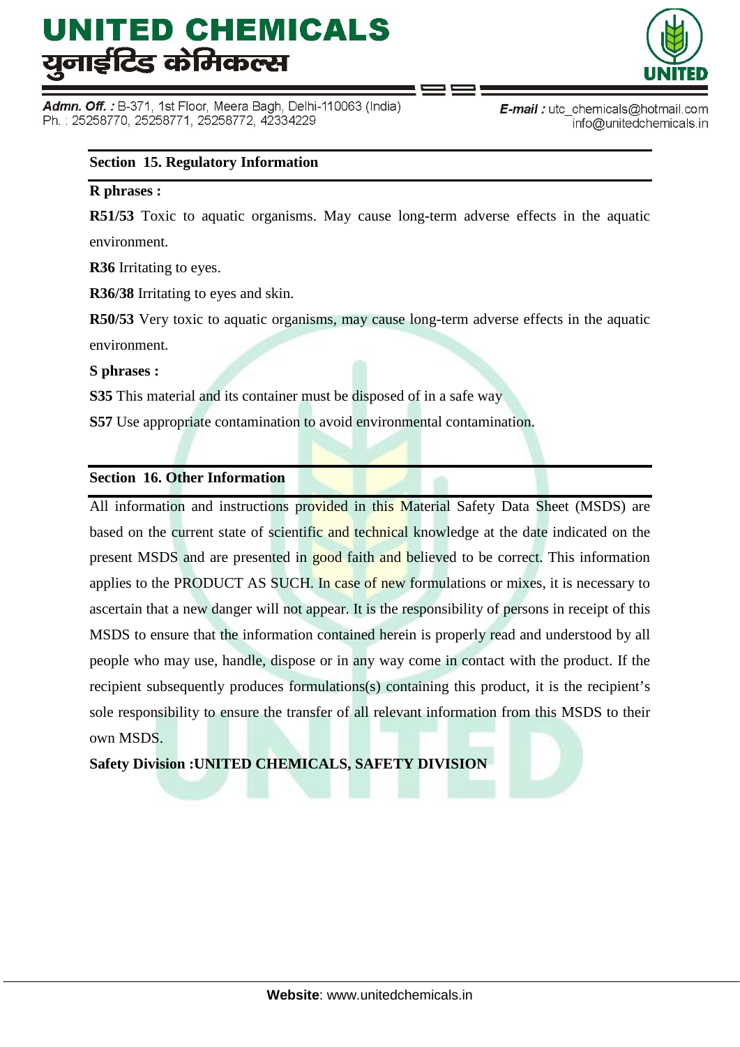## Section 15. Regulatory Information

**R phrases :**

**R51/53** Toxic to aquatic organisms. May cause long-term adverse effects in the aquatic environment.

**R36** Irritating to eyes.

**R36/38** Irritating to eyes and skin.

**R50/53** Very toxic to aquatic organisms, may cause long-term adverse effects in the aquatic environment.

**S phrases :**

**S35** This material and its container must be disposed of in a safe way

**S57** Use appropriate contamination to avoid environmental contamination.

## Section 16. Other Information

All information and instructions provided in this Material Safety Data Sheet (MSDS) are based on the current state of scientific and technical knowledge at the date indicated on the present MSDS and are presented in good faith and believed to be correct. This information applies to the PRODUCT AS SUCH. In case of new formulations or mixes, it is necessary to ascertain that a new danger will not appear. It is the responsibility of persons in receipt of this MSDS to ensure that the information contained herein is properly read and understood by all people who may use, handle, dispose or in any way come in contact with the product. If the recipient subsequently produces formulations(s) containing this product, it is the recipient's sole responsibility to ensure the transfer of all relevant information from this MSDS to their own MSDS.

**Safety Division :UNITED CHEMICALS, SAFETY DIVISION**